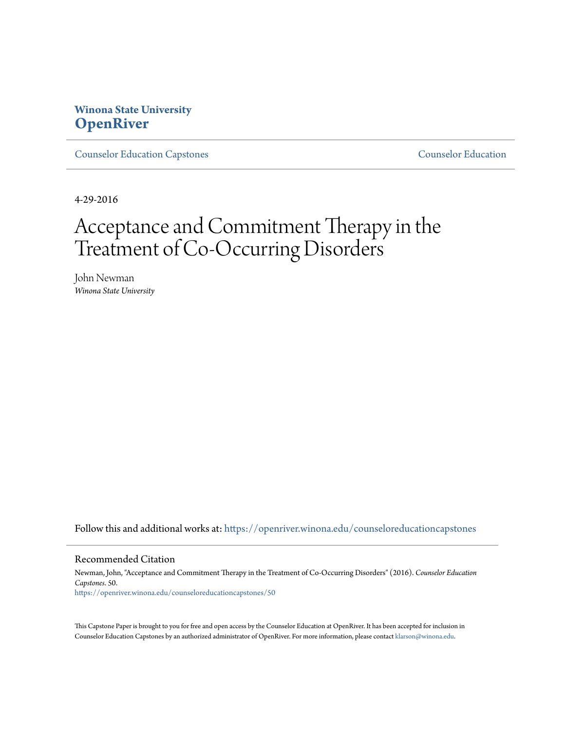**Winona State University**
# OpenRiver

Counselor Education Capstones — Counselor Education

4-29-2016

# Acceptance and Commitment Therapy in the Treatment of Co-Occurring Disorders

John Newman
*Winona State University*

Follow this and additional works at: https://openriver.winona.edu/counseloreducationcapstones

## Recommended Citation

Newman, John, "Acceptance and Commitment Therapy in the Treatment of Co-Occurring Disorders" (2016). *Counselor Education Capstones*. 50.
https://openriver.winona.edu/counseloreducationcapstones/50

This Capstone Paper is brought to you for free and open access by the Counselor Education at OpenRiver. It has been accepted for inclusion in Counselor Education Capstones by an authorized administrator of OpenRiver. For more information, please contact klarson@winona.edu.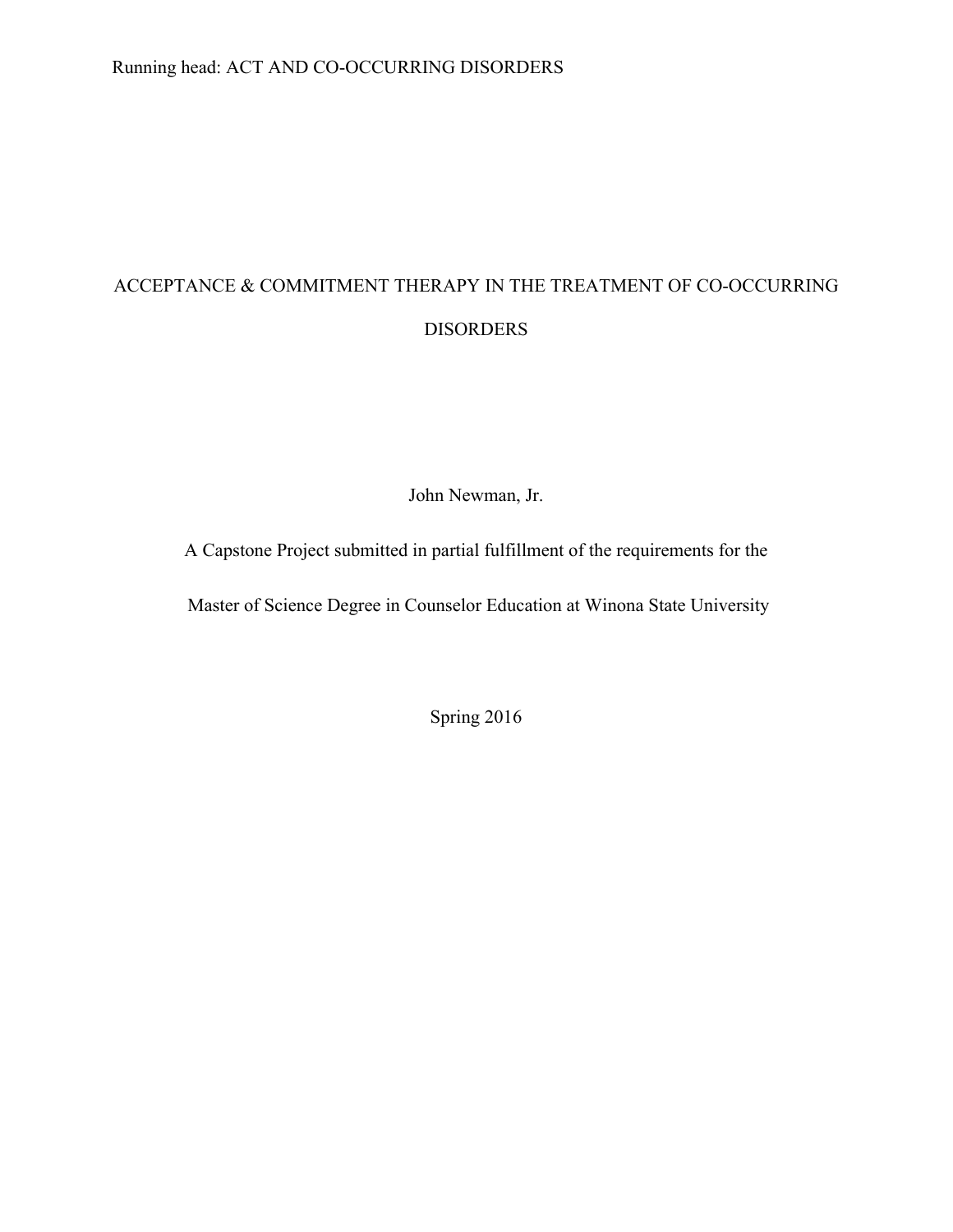# ACCEPTANCE & COMMITMENT THERAPY IN THE TREATMENT OF CO-OCCURRING DISORDERS

John Newman, Jr.

A Capstone Project submitted in partial fulfillment of the requirements for the

Master of Science Degree in Counselor Education at Winona State University

Spring 2016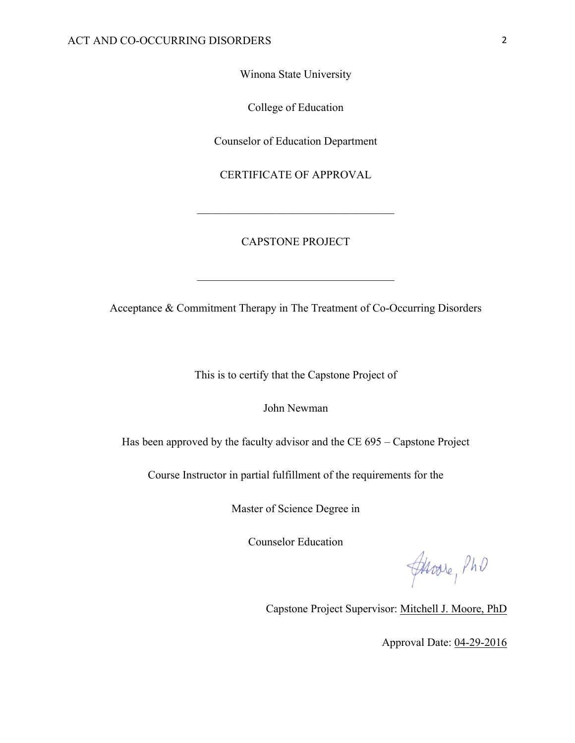Winona State University

College of Education

Counselor of Education Department

CERTIFICATE OF APPROVAL

___________________________________

CAPSTONE PROJECT

___________________________________

Acceptance & Commitment Therapy in The Treatment of Co-Occurring Disorders

This is to certify that the Capstone Project of

John Newman

Has been approved by the faculty advisor and the CE 695 – Capstone Project

Course Instructor in partial fulfillment of the requirements for the

Master of Science Degree in

Counselor Education

Moore, PhD

Capstone Project Supervisor: Mitchell J. Moore, PhD

Approval Date: 04-29-2016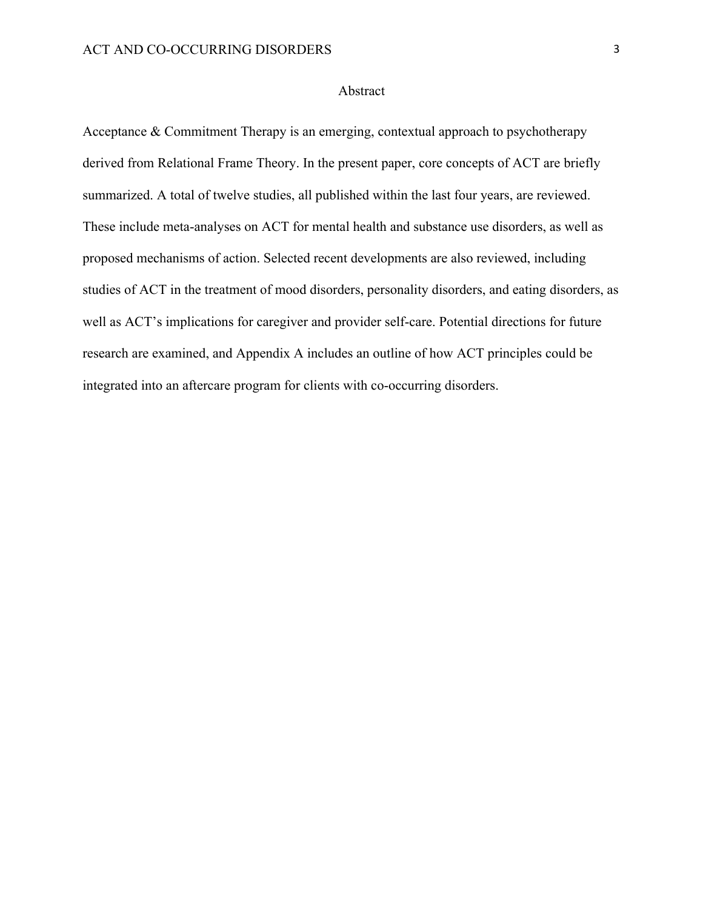## Abstract

Acceptance & Commitment Therapy is an emerging, contextual approach to psychotherapy derived from Relational Frame Theory. In the present paper, core concepts of ACT are briefly summarized. A total of twelve studies, all published within the last four years, are reviewed. These include meta-analyses on ACT for mental health and substance use disorders, as well as proposed mechanisms of action. Selected recent developments are also reviewed, including studies of ACT in the treatment of mood disorders, personality disorders, and eating disorders, as well as ACT's implications for caregiver and provider self-care. Potential directions for future research are examined, and Appendix A includes an outline of how ACT principles could be integrated into an aftercare program for clients with co-occurring disorders.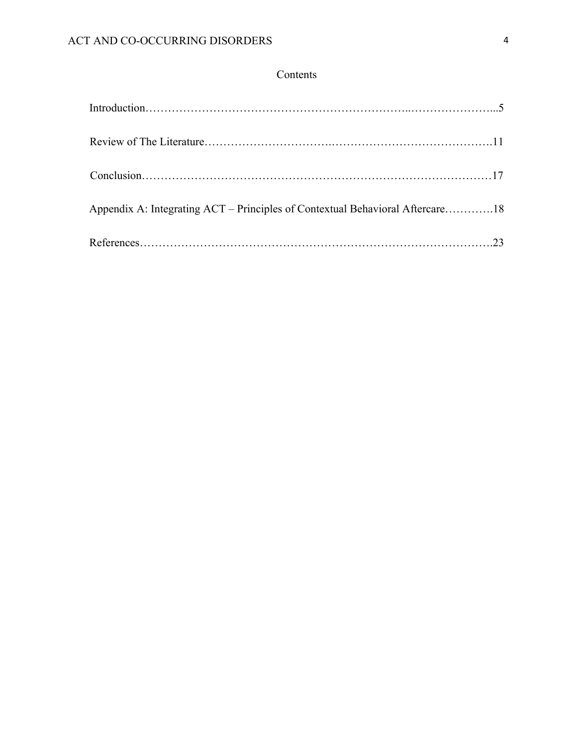# Contents

Introduction……………………………………………………………..…………………...5

Review of The Literature……………………………..…………………………………….11

Conclusion…………………………………………………………………………………17

Appendix A: Integrating ACT – Principles of Contextual Behavioral Aftercare………….18

References………………………………………………………………………………….23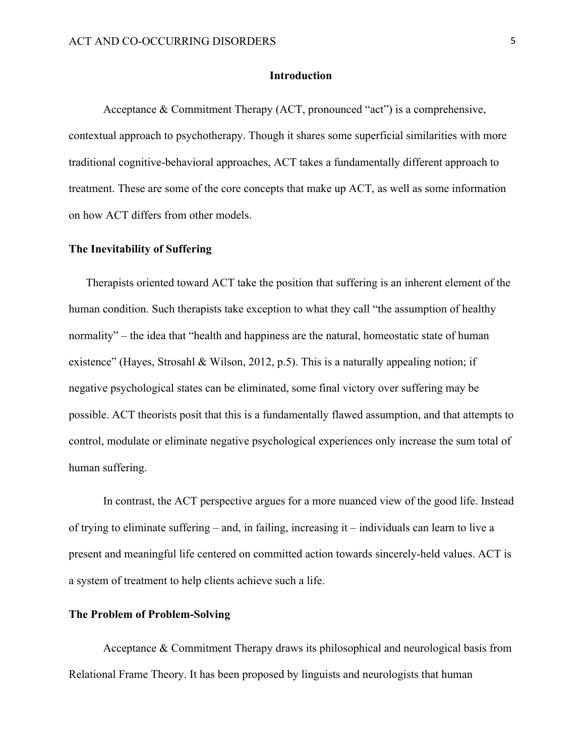## Introduction

Acceptance & Commitment Therapy (ACT, pronounced "act") is a comprehensive, contextual approach to psychotherapy. Though it shares some superficial similarities with more traditional cognitive-behavioral approaches, ACT takes a fundamentally different approach to treatment. These are some of the core concepts that make up ACT, as well as some information on how ACT differs from other models.

### The Inevitability of Suffering

Therapists oriented toward ACT take the position that suffering is an inherent element of the human condition. Such therapists take exception to what they call "the assumption of healthy normality" – the idea that "health and happiness are the natural, homeostatic state of human existence" (Hayes, Strosahl & Wilson, 2012, p.5). This is a naturally appealing notion; if negative psychological states can be eliminated, some final victory over suffering may be possible. ACT theorists posit that this is a fundamentally flawed assumption, and that attempts to control, modulate or eliminate negative psychological experiences only increase the sum total of human suffering.

In contrast, the ACT perspective argues for a more nuanced view of the good life. Instead of trying to eliminate suffering – and, in failing, increasing it – individuals can learn to live a present and meaningful life centered on committed action towards sincerely-held values. ACT is a system of treatment to help clients achieve such a life.

### The Problem of Problem-Solving

Acceptance & Commitment Therapy draws its philosophical and neurological basis from Relational Frame Theory. It has been proposed by linguists and neurologists that human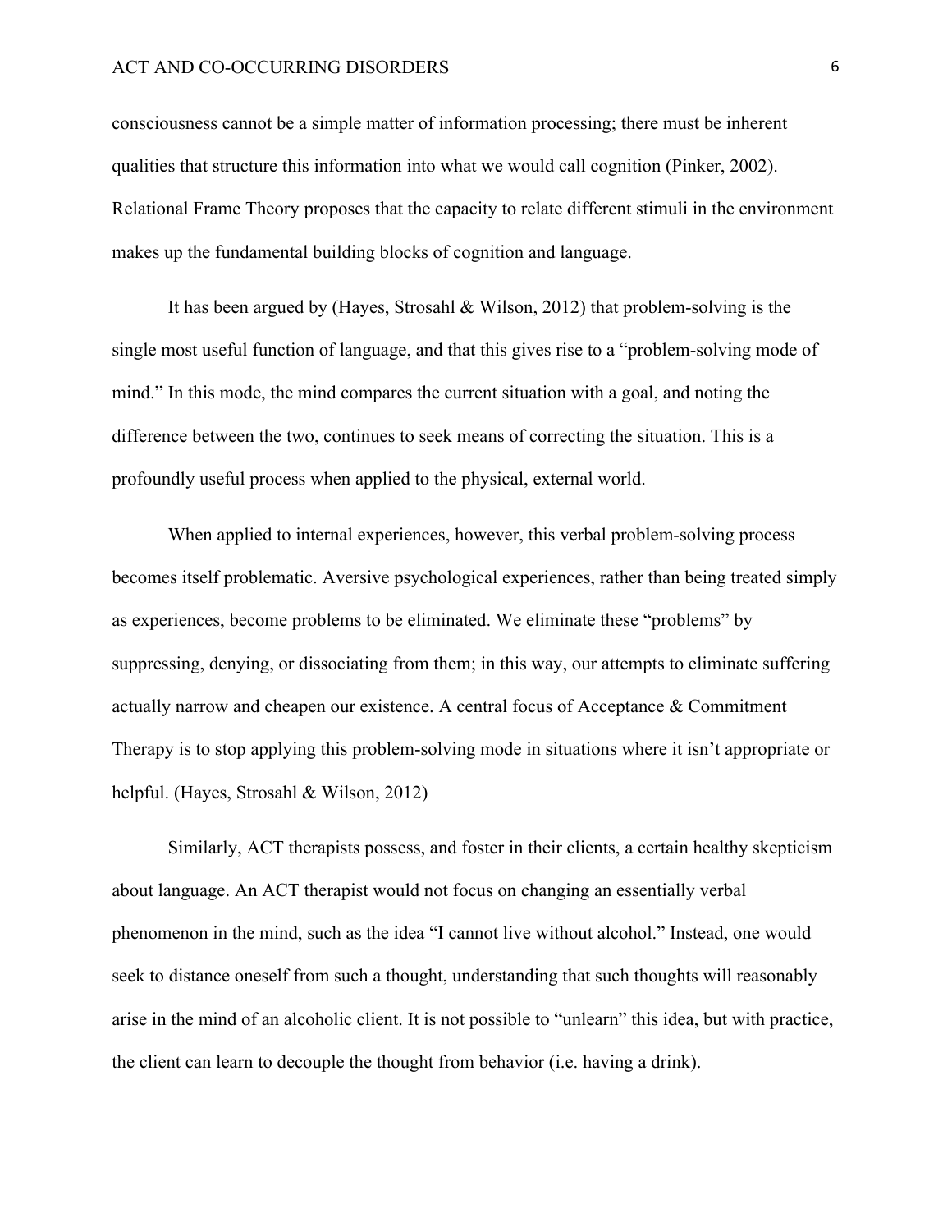consciousness cannot be a simple matter of information processing; there must be inherent qualities that structure this information into what we would call cognition (Pinker, 2002). Relational Frame Theory proposes that the capacity to relate different stimuli in the environment makes up the fundamental building blocks of cognition and language.

It has been argued by (Hayes, Strosahl & Wilson, 2012) that problem-solving is the single most useful function of language, and that this gives rise to a "problem-solving mode of mind." In this mode, the mind compares the current situation with a goal, and noting the difference between the two, continues to seek means of correcting the situation. This is a profoundly useful process when applied to the physical, external world.

When applied to internal experiences, however, this verbal problem-solving process becomes itself problematic. Aversive psychological experiences, rather than being treated simply as experiences, become problems to be eliminated. We eliminate these "problems" by suppressing, denying, or dissociating from them; in this way, our attempts to eliminate suffering actually narrow and cheapen our existence. A central focus of Acceptance & Commitment Therapy is to stop applying this problem-solving mode in situations where it isn't appropriate or helpful. (Hayes, Strosahl & Wilson, 2012)

Similarly, ACT therapists possess, and foster in their clients, a certain healthy skepticism about language. An ACT therapist would not focus on changing an essentially verbal phenomenon in the mind, such as the idea "I cannot live without alcohol." Instead, one would seek to distance oneself from such a thought, understanding that such thoughts will reasonably arise in the mind of an alcoholic client. It is not possible to "unlearn" this idea, but with practice, the client can learn to decouple the thought from behavior (i.e. having a drink).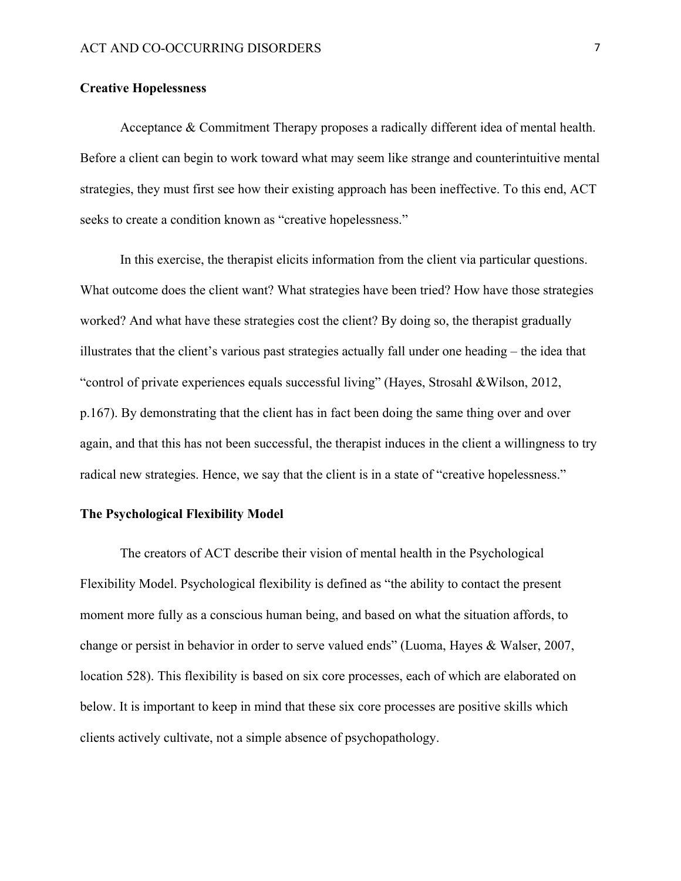## Creative Hopelessness

Acceptance & Commitment Therapy proposes a radically different idea of mental health. Before a client can begin to work toward what may seem like strange and counterintuitive mental strategies, they must first see how their existing approach has been ineffective. To this end, ACT seeks to create a condition known as "creative hopelessness."

In this exercise, the therapist elicits information from the client via particular questions. What outcome does the client want? What strategies have been tried? How have those strategies worked? And what have these strategies cost the client? By doing so, the therapist gradually illustrates that the client's various past strategies actually fall under one heading – the idea that "control of private experiences equals successful living" (Hayes, Strosahl &Wilson, 2012, p.167). By demonstrating that the client has in fact been doing the same thing over and over again, and that this has not been successful, the therapist induces in the client a willingness to try radical new strategies. Hence, we say that the client is in a state of "creative hopelessness."

## The Psychological Flexibility Model

The creators of ACT describe their vision of mental health in the Psychological Flexibility Model. Psychological flexibility is defined as "the ability to contact the present moment more fully as a conscious human being, and based on what the situation affords, to change or persist in behavior in order to serve valued ends" (Luoma, Hayes & Walser, 2007, location 528). This flexibility is based on six core processes, each of which are elaborated on below. It is important to keep in mind that these six core processes are positive skills which clients actively cultivate, not a simple absence of psychopathology.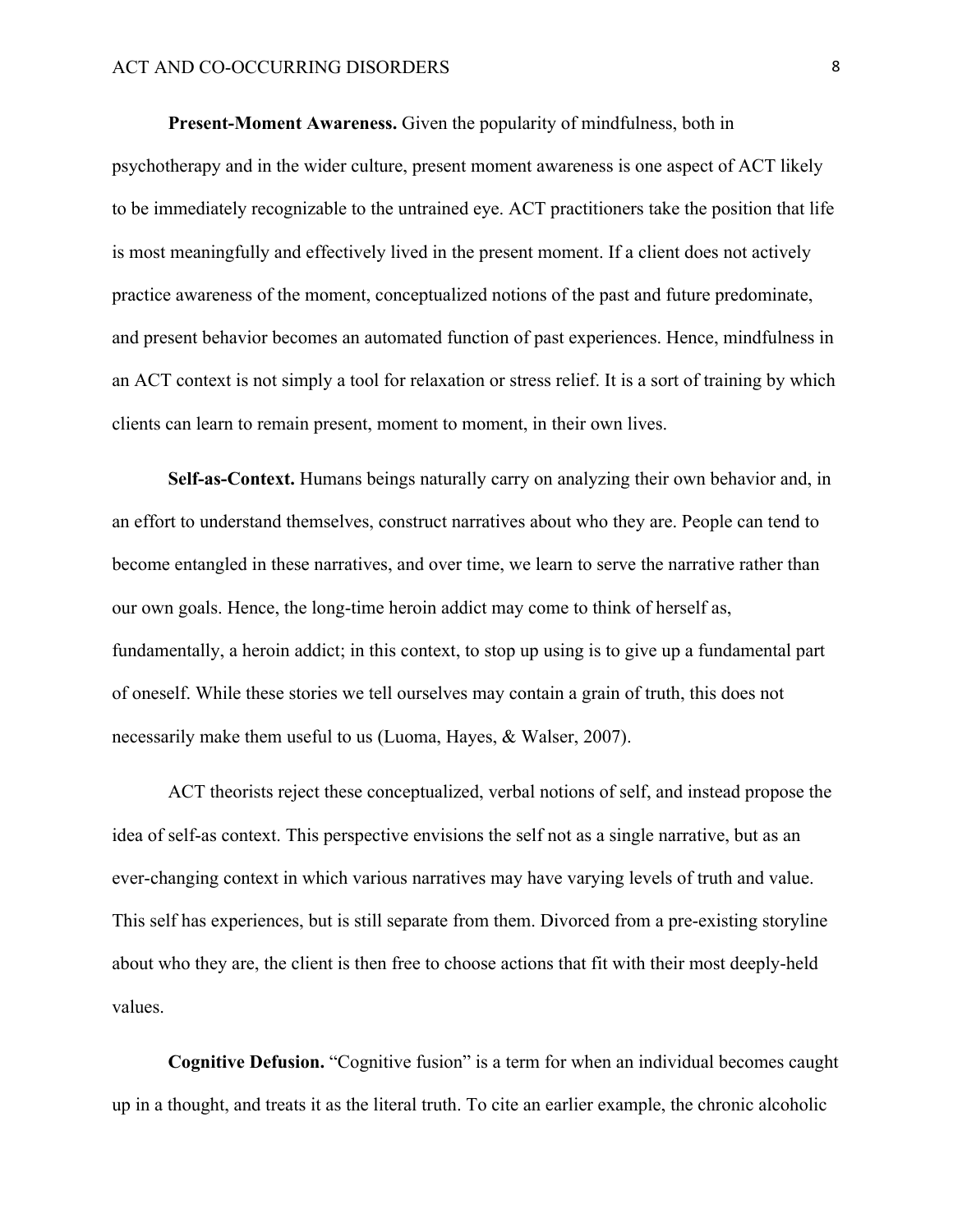**Present-Moment Awareness.** Given the popularity of mindfulness, both in psychotherapy and in the wider culture, present moment awareness is one aspect of ACT likely to be immediately recognizable to the untrained eye. ACT practitioners take the position that life is most meaningfully and effectively lived in the present moment. If a client does not actively practice awareness of the moment, conceptualized notions of the past and future predominate, and present behavior becomes an automated function of past experiences. Hence, mindfulness in an ACT context is not simply a tool for relaxation or stress relief. It is a sort of training by which clients can learn to remain present, moment to moment, in their own lives.

**Self-as-Context.** Humans beings naturally carry on analyzing their own behavior and, in an effort to understand themselves, construct narratives about who they are. People can tend to become entangled in these narratives, and over time, we learn to serve the narrative rather than our own goals. Hence, the long-time heroin addict may come to think of herself as, fundamentally, a heroin addict; in this context, to stop up using is to give up a fundamental part of oneself. While these stories we tell ourselves may contain a grain of truth, this does not necessarily make them useful to us (Luoma, Hayes, & Walser, 2007).

ACT theorists reject these conceptualized, verbal notions of self, and instead propose the idea of self-as context. This perspective envisions the self not as a single narrative, but as an ever-changing context in which various narratives may have varying levels of truth and value. This self has experiences, but is still separate from them. Divorced from a pre-existing storyline about who they are, the client is then free to choose actions that fit with their most deeply-held values.

**Cognitive Defusion.** "Cognitive fusion" is a term for when an individual becomes caught up in a thought, and treats it as the literal truth. To cite an earlier example, the chronic alcoholic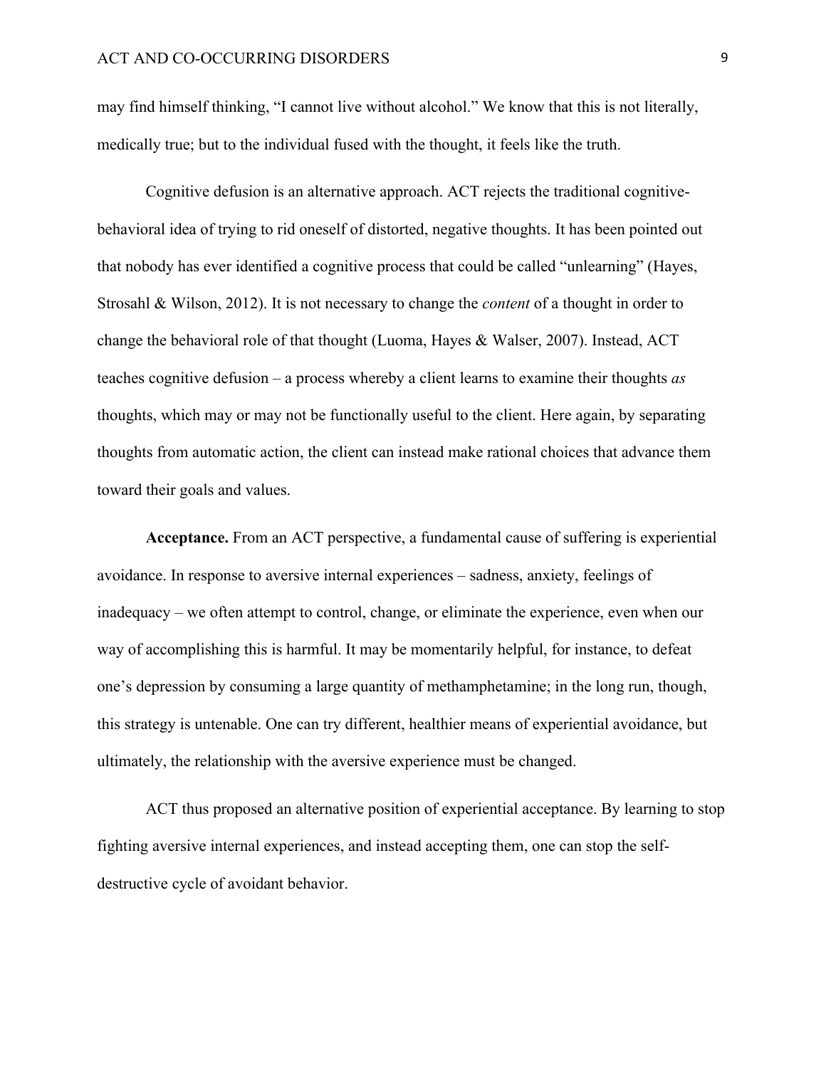may find himself thinking, "I cannot live without alcohol." We know that this is not literally, medically true; but to the individual fused with the thought, it feels like the truth.

Cognitive defusion is an alternative approach. ACT rejects the traditional cognitive-behavioral idea of trying to rid oneself of distorted, negative thoughts. It has been pointed out that nobody has ever identified a cognitive process that could be called "unlearning" (Hayes, Strosahl & Wilson, 2012). It is not necessary to change the *content* of a thought in order to change the behavioral role of that thought (Luoma, Hayes & Walser, 2007). Instead, ACT teaches cognitive defusion – a process whereby a client learns to examine their thoughts *as* thoughts, which may or may not be functionally useful to the client. Here again, by separating thoughts from automatic action, the client can instead make rational choices that advance them toward their goals and values.

**Acceptance.** From an ACT perspective, a fundamental cause of suffering is experiential avoidance. In response to aversive internal experiences – sadness, anxiety, feelings of inadequacy – we often attempt to control, change, or eliminate the experience, even when our way of accomplishing this is harmful. It may be momentarily helpful, for instance, to defeat one's depression by consuming a large quantity of methamphetamine; in the long run, though, this strategy is untenable. One can try different, healthier means of experiential avoidance, but ultimately, the relationship with the aversive experience must be changed.

ACT thus proposed an alternative position of experiential acceptance. By learning to stop fighting aversive internal experiences, and instead accepting them, one can stop the self-destructive cycle of avoidant behavior.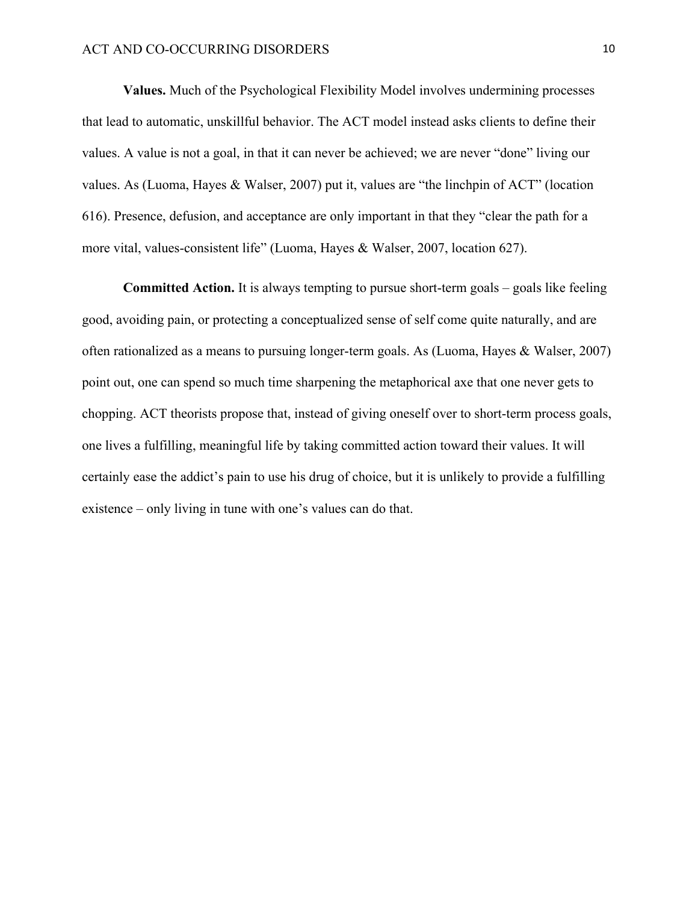**Values.** Much of the Psychological Flexibility Model involves undermining processes that lead to automatic, unskillful behavior. The ACT model instead asks clients to define their values. A value is not a goal, in that it can never be achieved; we are never "done" living our values. As (Luoma, Hayes & Walser, 2007) put it, values are "the linchpin of ACT" (location 616). Presence, defusion, and acceptance are only important in that they "clear the path for a more vital, values-consistent life" (Luoma, Hayes & Walser, 2007, location 627).

**Committed Action.** It is always tempting to pursue short-term goals – goals like feeling good, avoiding pain, or protecting a conceptualized sense of self come quite naturally, and are often rationalized as a means to pursuing longer-term goals. As (Luoma, Hayes & Walser, 2007) point out, one can spend so much time sharpening the metaphorical axe that one never gets to chopping. ACT theorists propose that, instead of giving oneself over to short-term process goals, one lives a fulfilling, meaningful life by taking committed action toward their values. It will certainly ease the addict's pain to use his drug of choice, but it is unlikely to provide a fulfilling existence – only living in tune with one's values can do that.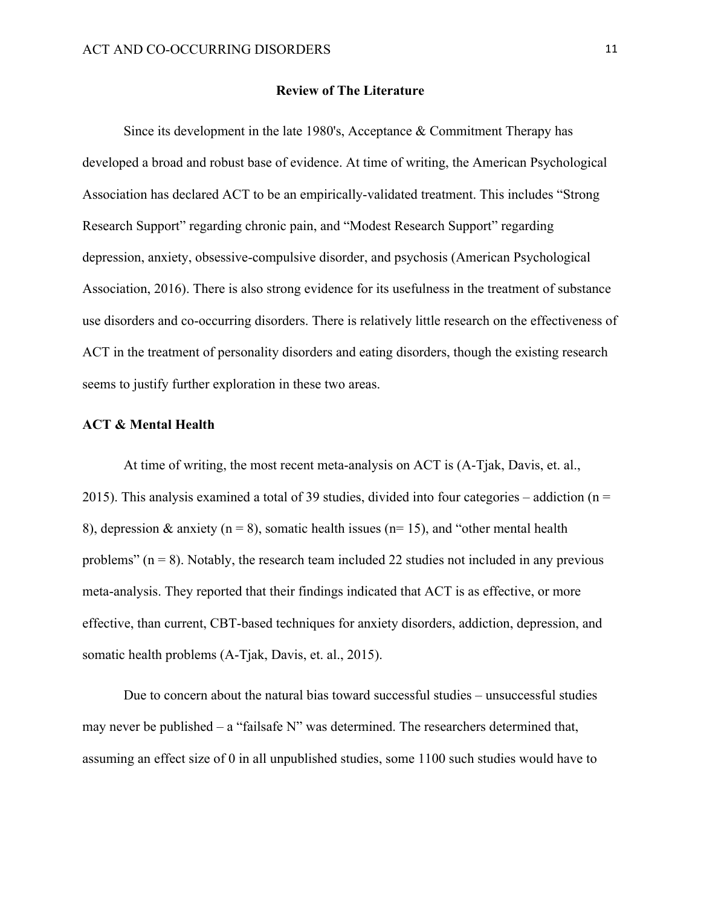## Review of The Literature

Since its development in the late 1980's, Acceptance & Commitment Therapy has developed a broad and robust base of evidence. At time of writing, the American Psychological Association has declared ACT to be an empirically-validated treatment. This includes "Strong Research Support" regarding chronic pain, and "Modest Research Support" regarding depression, anxiety, obsessive-compulsive disorder, and psychosis (American Psychological Association, 2016). There is also strong evidence for its usefulness in the treatment of substance use disorders and co-occurring disorders. There is relatively little research on the effectiveness of ACT in the treatment of personality disorders and eating disorders, though the existing research seems to justify further exploration in these two areas.

### ACT & Mental Health

At time of writing, the most recent meta-analysis on ACT is (A-Tjak, Davis, et. al., 2015). This analysis examined a total of 39 studies, divided into four categories – addiction (n = 8), depression & anxiety (n = 8), somatic health issues (n= 15), and "other mental health problems" (n = 8). Notably, the research team included 22 studies not included in any previous meta-analysis. They reported that their findings indicated that ACT is as effective, or more effective, than current, CBT-based techniques for anxiety disorders, addiction, depression, and somatic health problems (A-Tjak, Davis, et. al., 2015).

Due to concern about the natural bias toward successful studies – unsuccessful studies may never be published – a "failsafe N" was determined. The researchers determined that, assuming an effect size of 0 in all unpublished studies, some 1100 such studies would have to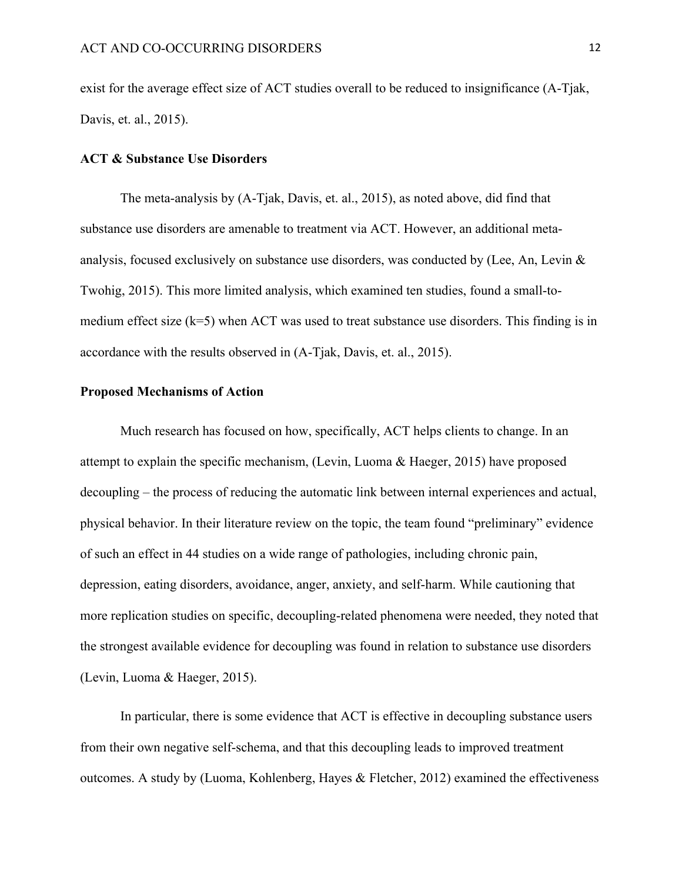exist for the average effect size of ACT studies overall to be reduced to insignificance (A-Tjak, Davis, et. al., 2015).

**ACT & Substance Use Disorders**

The meta-analysis by (A-Tjak, Davis, et. al., 2015), as noted above, did find that substance use disorders are amenable to treatment via ACT. However, an additional meta-analysis, focused exclusively on substance use disorders, was conducted by (Lee, An, Levin & Twohig, 2015). This more limited analysis, which examined ten studies, found a small-to-medium effect size (k=5) when ACT was used to treat substance use disorders. This finding is in accordance with the results observed in (A-Tjak, Davis, et. al., 2015).

**Proposed Mechanisms of Action**

Much research has focused on how, specifically, ACT helps clients to change. In an attempt to explain the specific mechanism, (Levin, Luoma & Haeger, 2015) have proposed decoupling – the process of reducing the automatic link between internal experiences and actual, physical behavior. In their literature review on the topic, the team found "preliminary" evidence of such an effect in 44 studies on a wide range of pathologies, including chronic pain, depression, eating disorders, avoidance, anger, anxiety, and self-harm. While cautioning that more replication studies on specific, decoupling-related phenomena were needed, they noted that the strongest available evidence for decoupling was found in relation to substance use disorders (Levin, Luoma & Haeger, 2015).

In particular, there is some evidence that ACT is effective in decoupling substance users from their own negative self-schema, and that this decoupling leads to improved treatment outcomes. A study by (Luoma, Kohlenberg, Hayes & Fletcher, 2012) examined the effectiveness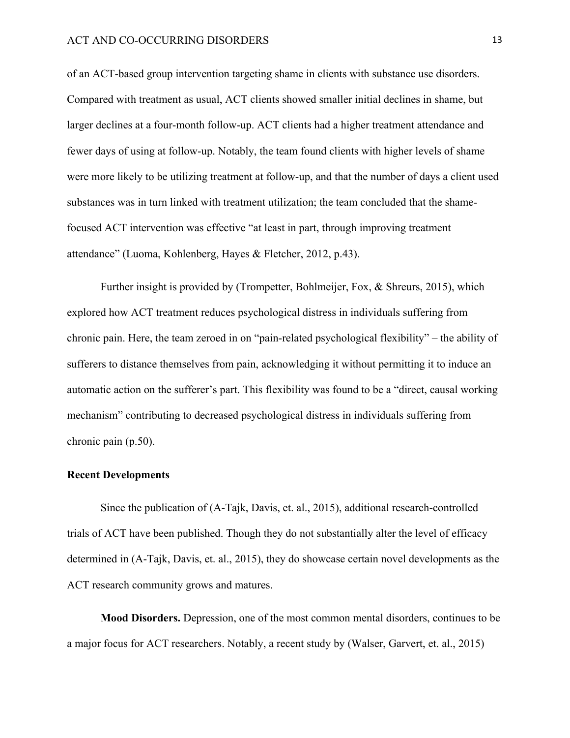of an ACT-based group intervention targeting shame in clients with substance use disorders. Compared with treatment as usual, ACT clients showed smaller initial declines in shame, but larger declines at a four-month follow-up. ACT clients had a higher treatment attendance and fewer days of using at follow-up. Notably, the team found clients with higher levels of shame were more likely to be utilizing treatment at follow-up, and that the number of days a client used substances was in turn linked with treatment utilization; the team concluded that the shame-focused ACT intervention was effective "at least in part, through improving treatment attendance" (Luoma, Kohlenberg, Hayes & Fletcher, 2012, p.43).

Further insight is provided by (Trompetter, Bohlmeijer, Fox, & Shreurs, 2015), which explored how ACT treatment reduces psychological distress in individuals suffering from chronic pain. Here, the team zeroed in on "pain-related psychological flexibility" – the ability of sufferers to distance themselves from pain, acknowledging it without permitting it to induce an automatic action on the sufferer's part. This flexibility was found to be a "direct, causal working mechanism" contributing to decreased psychological distress in individuals suffering from chronic pain (p.50).

**Recent Developments**

Since the publication of (A-Tajk, Davis, et. al., 2015), additional research-controlled trials of ACT have been published. Though they do not substantially alter the level of efficacy determined in (A-Tajk, Davis, et. al., 2015), they do showcase certain novel developments as the ACT research community grows and matures.

**Mood Disorders.** Depression, one of the most common mental disorders, continues to be a major focus for ACT researchers. Notably, a recent study by (Walser, Garvert, et. al., 2015)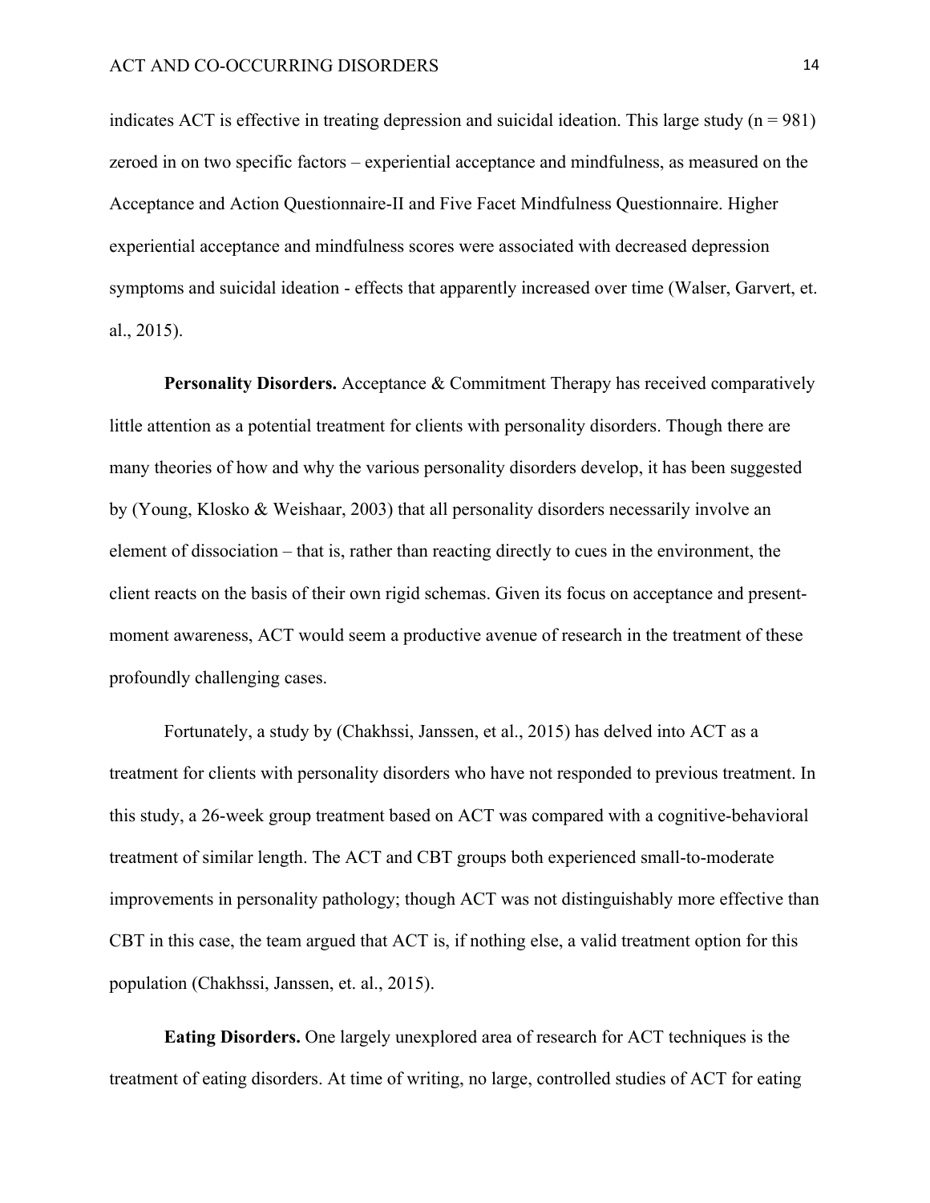indicates ACT is effective in treating depression and suicidal ideation. This large study (n = 981) zeroed in on two specific factors – experiential acceptance and mindfulness, as measured on the Acceptance and Action Questionnaire-II and Five Facet Mindfulness Questionnaire. Higher experiential acceptance and mindfulness scores were associated with decreased depression symptoms and suicidal ideation - effects that apparently increased over time (Walser, Garvert, et. al., 2015).

**Personality Disorders.** Acceptance & Commitment Therapy has received comparatively little attention as a potential treatment for clients with personality disorders. Though there are many theories of how and why the various personality disorders develop, it has been suggested by (Young, Klosko & Weishaar, 2003) that all personality disorders necessarily involve an element of dissociation – that is, rather than reacting directly to cues in the environment, the client reacts on the basis of their own rigid schemas. Given its focus on acceptance and present-moment awareness, ACT would seem a productive avenue of research in the treatment of these profoundly challenging cases.

Fortunately, a study by (Chakhssi, Janssen, et al., 2015) has delved into ACT as a treatment for clients with personality disorders who have not responded to previous treatment. In this study, a 26-week group treatment based on ACT was compared with a cognitive-behavioral treatment of similar length. The ACT and CBT groups both experienced small-to-moderate improvements in personality pathology; though ACT was not distinguishably more effective than CBT in this case, the team argued that ACT is, if nothing else, a valid treatment option for this population (Chakhssi, Janssen, et. al., 2015).

**Eating Disorders.** One largely unexplored area of research for ACT techniques is the treatment of eating disorders. At time of writing, no large, controlled studies of ACT for eating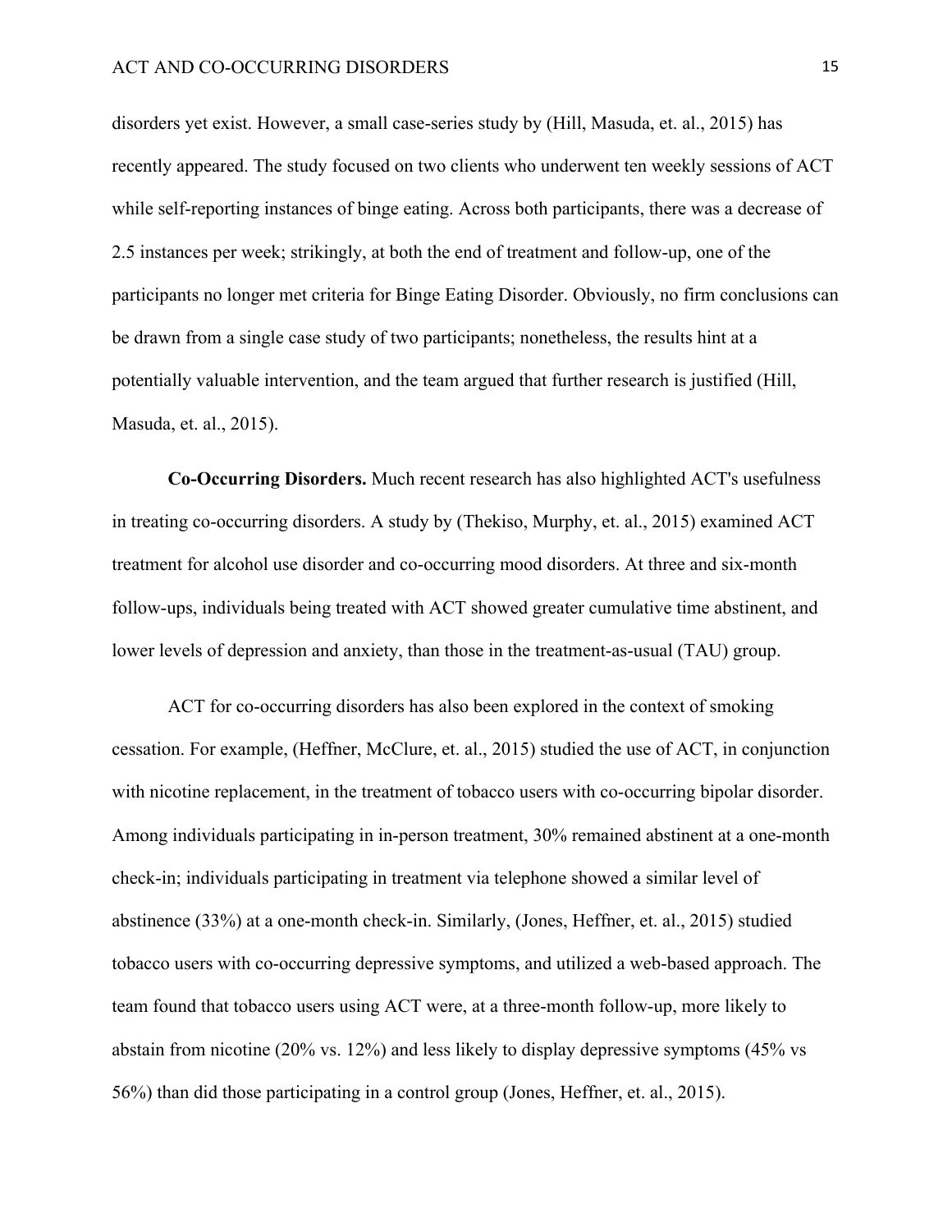disorders yet exist. However, a small case-series study by (Hill, Masuda, et. al., 2015) has recently appeared. The study focused on two clients who underwent ten weekly sessions of ACT while self-reporting instances of binge eating. Across both participants, there was a decrease of 2.5 instances per week; strikingly, at both the end of treatment and follow-up, one of the participants no longer met criteria for Binge Eating Disorder. Obviously, no firm conclusions can be drawn from a single case study of two participants; nonetheless, the results hint at a potentially valuable intervention, and the team argued that further research is justified (Hill, Masuda, et. al., 2015).

**Co-Occurring Disorders.** Much recent research has also highlighted ACT's usefulness in treating co-occurring disorders. A study by (Thekiso, Murphy, et. al., 2015) examined ACT treatment for alcohol use disorder and co-occurring mood disorders. At three and six-month follow-ups, individuals being treated with ACT showed greater cumulative time abstinent, and lower levels of depression and anxiety, than those in the treatment-as-usual (TAU) group.

ACT for co-occurring disorders has also been explored in the context of smoking cessation. For example, (Heffner, McClure, et. al., 2015) studied the use of ACT, in conjunction with nicotine replacement, in the treatment of tobacco users with co-occurring bipolar disorder. Among individuals participating in in-person treatment, 30% remained abstinent at a one-month check-in; individuals participating in treatment via telephone showed a similar level of abstinence (33%) at a one-month check-in. Similarly, (Jones, Heffner, et. al., 2015) studied tobacco users with co-occurring depressive symptoms, and utilized a web-based approach. The team found that tobacco users using ACT were, at a three-month follow-up, more likely to abstain from nicotine (20% vs. 12%) and less likely to display depressive symptoms (45% vs 56%) than did those participating in a control group (Jones, Heffner, et. al., 2015).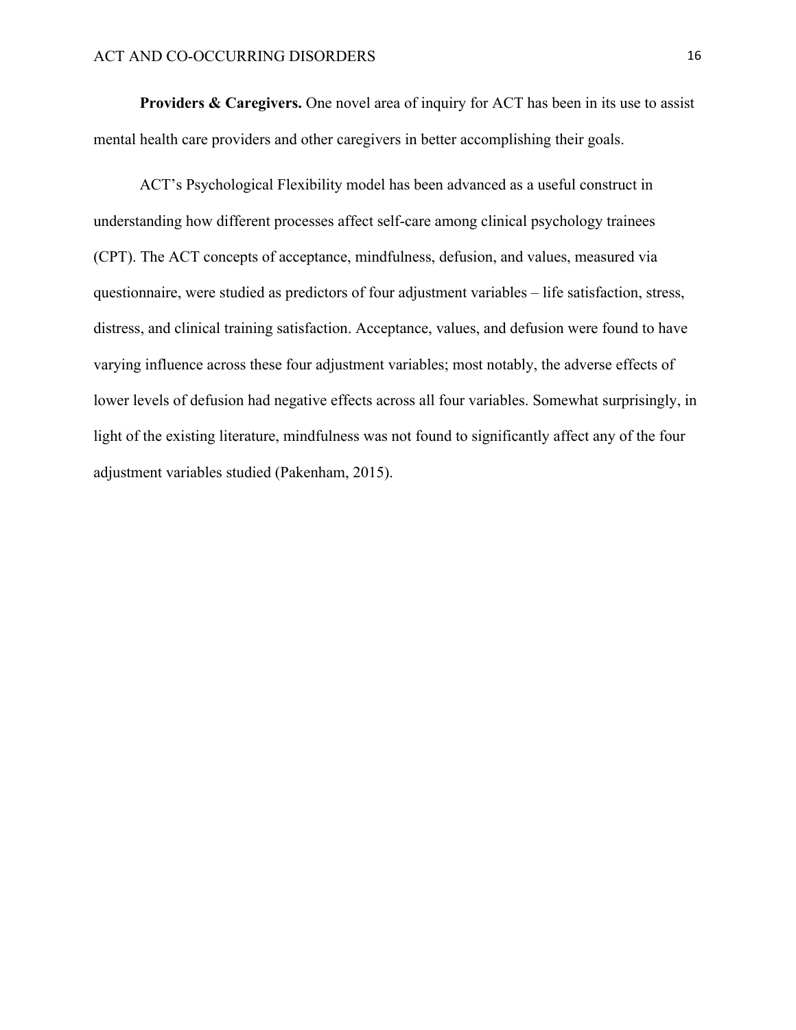**Providers & Caregivers.** One novel area of inquiry for ACT has been in its use to assist mental health care providers and other caregivers in better accomplishing their goals.

ACT's Psychological Flexibility model has been advanced as a useful construct in understanding how different processes affect self-care among clinical psychology trainees (CPT). The ACT concepts of acceptance, mindfulness, defusion, and values, measured via questionnaire, were studied as predictors of four adjustment variables – life satisfaction, stress, distress, and clinical training satisfaction. Acceptance, values, and defusion were found to have varying influence across these four adjustment variables; most notably, the adverse effects of lower levels of defusion had negative effects across all four variables. Somewhat surprisingly, in light of the existing literature, mindfulness was not found to significantly affect any of the four adjustment variables studied (Pakenham, 2015).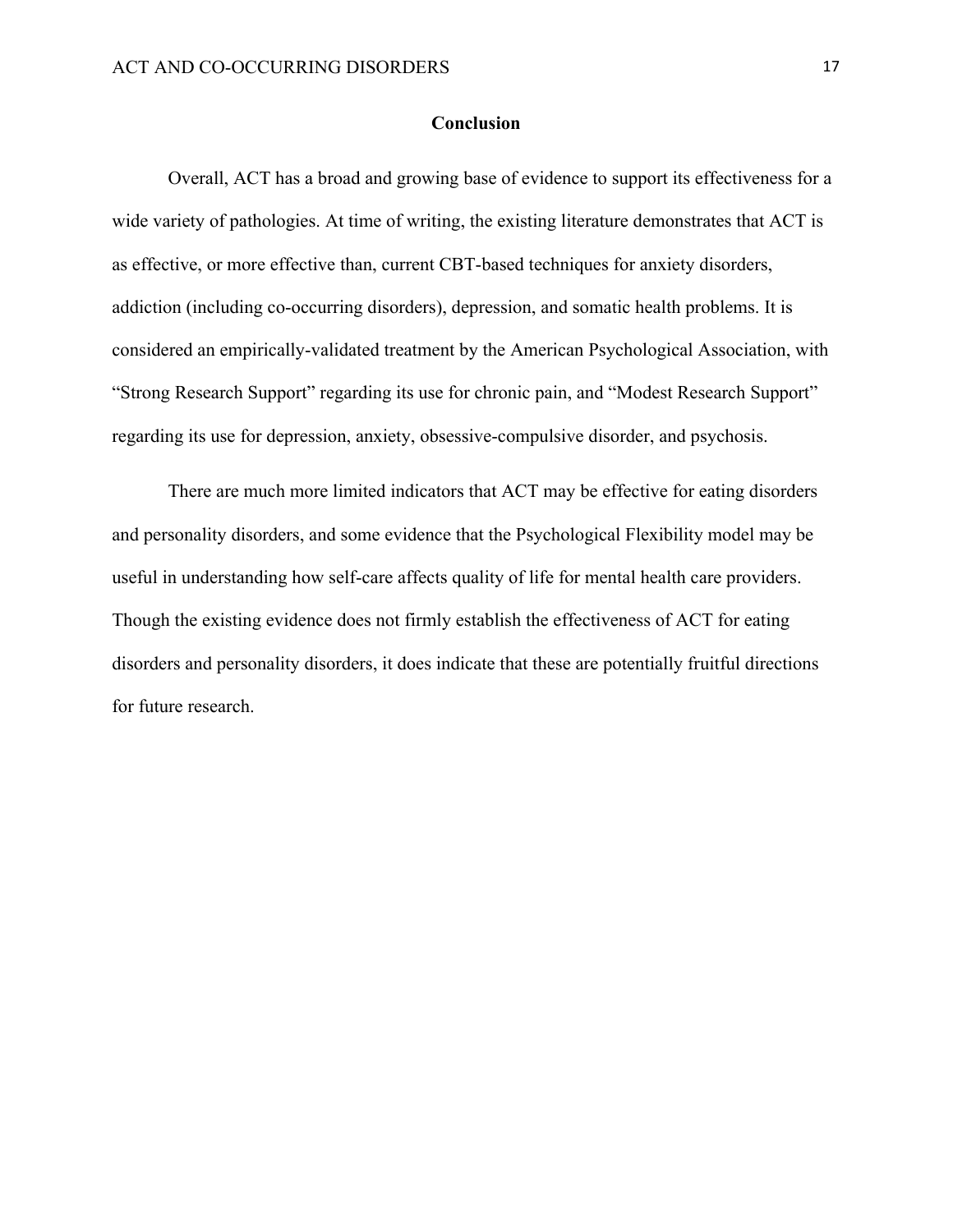## Conclusion

Overall, ACT has a broad and growing base of evidence to support its effectiveness for a wide variety of pathologies. At time of writing, the existing literature demonstrates that ACT is as effective, or more effective than, current CBT-based techniques for anxiety disorders, addiction (including co-occurring disorders), depression, and somatic health problems. It is considered an empirically-validated treatment by the American Psychological Association, with "Strong Research Support" regarding its use for chronic pain, and "Modest Research Support" regarding its use for depression, anxiety, obsessive-compulsive disorder, and psychosis.

There are much more limited indicators that ACT may be effective for eating disorders and personality disorders, and some evidence that the Psychological Flexibility model may be useful in understanding how self-care affects quality of life for mental health care providers. Though the existing evidence does not firmly establish the effectiveness of ACT for eating disorders and personality disorders, it does indicate that these are potentially fruitful directions for future research.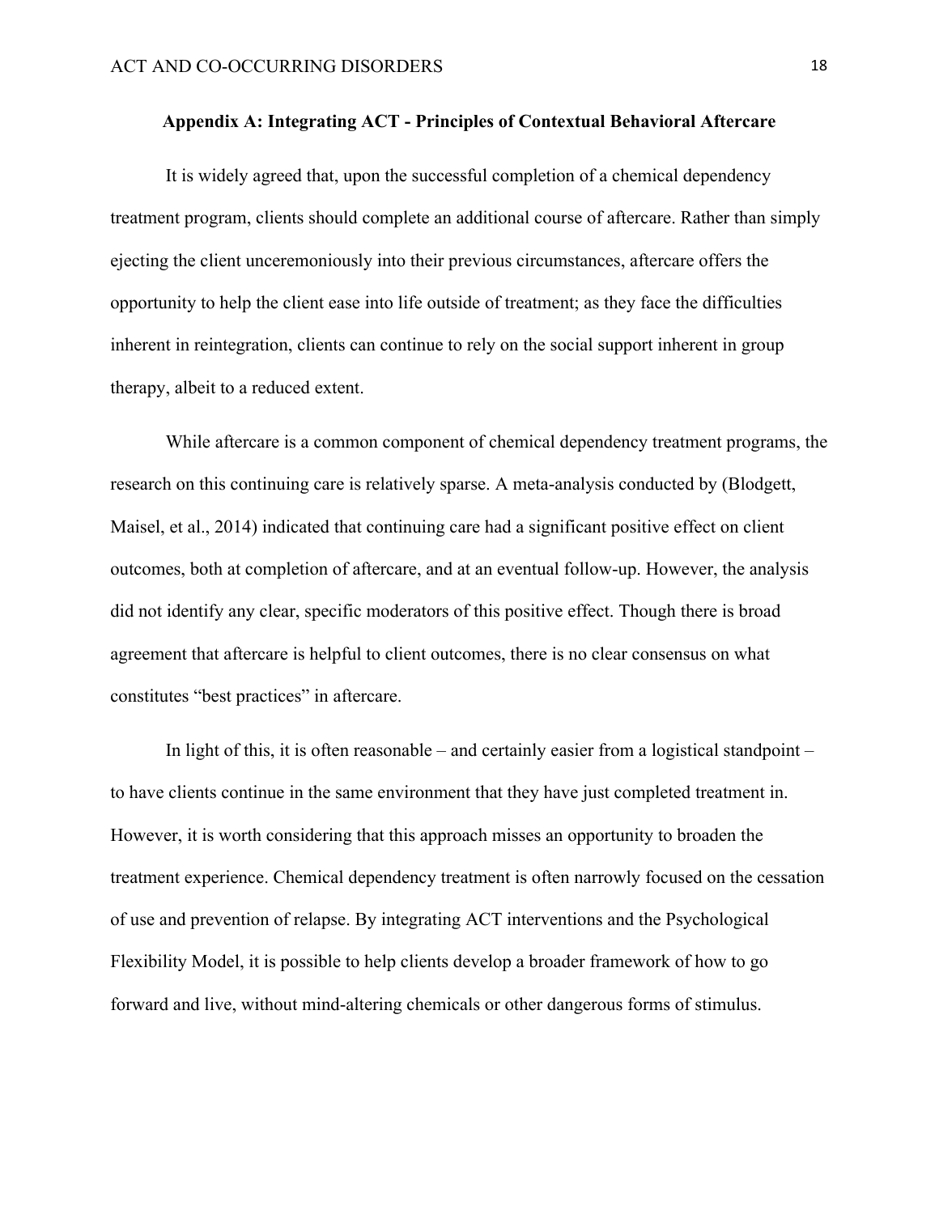## Appendix A: Integrating ACT - Principles of Contextual Behavioral Aftercare

It is widely agreed that, upon the successful completion of a chemical dependency treatment program, clients should complete an additional course of aftercare. Rather than simply ejecting the client unceremoniously into their previous circumstances, aftercare offers the opportunity to help the client ease into life outside of treatment; as they face the difficulties inherent in reintegration, clients can continue to rely on the social support inherent in group therapy, albeit to a reduced extent.

While aftercare is a common component of chemical dependency treatment programs, the research on this continuing care is relatively sparse. A meta-analysis conducted by (Blodgett, Maisel, et al., 2014) indicated that continuing care had a significant positive effect on client outcomes, both at completion of aftercare, and at an eventual follow-up. However, the analysis did not identify any clear, specific moderators of this positive effect. Though there is broad agreement that aftercare is helpful to client outcomes, there is no clear consensus on what constitutes "best practices" in aftercare.

In light of this, it is often reasonable – and certainly easier from a logistical standpoint – to have clients continue in the same environment that they have just completed treatment in. However, it is worth considering that this approach misses an opportunity to broaden the treatment experience. Chemical dependency treatment is often narrowly focused on the cessation of use and prevention of relapse. By integrating ACT interventions and the Psychological Flexibility Model, it is possible to help clients develop a broader framework of how to go forward and live, without mind-altering chemicals or other dangerous forms of stimulus.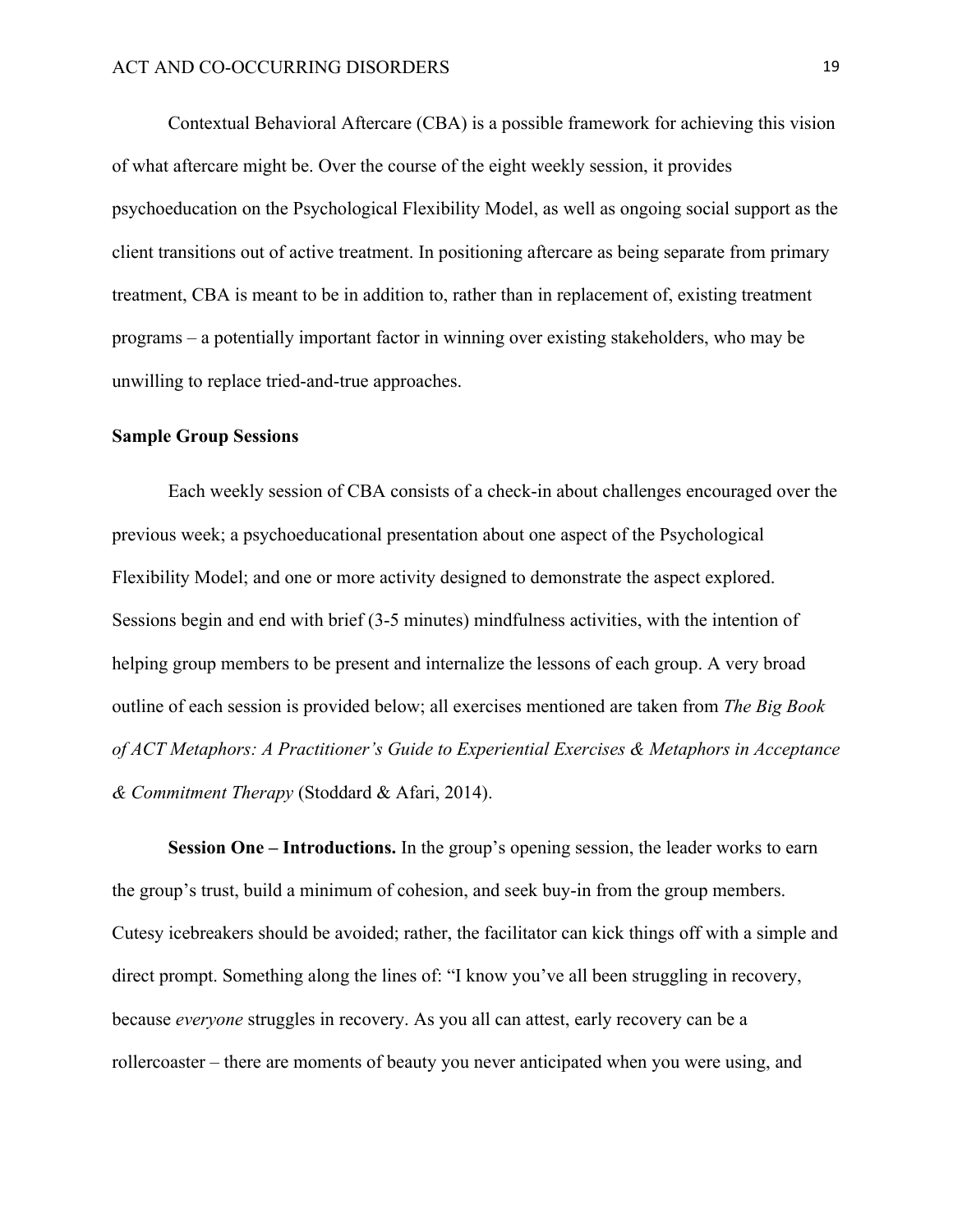Contextual Behavioral Aftercare (CBA) is a possible framework for achieving this vision of what aftercare might be. Over the course of the eight weekly session, it provides psychoeducation on the Psychological Flexibility Model, as well as ongoing social support as the client transitions out of active treatment. In positioning aftercare as being separate from primary treatment, CBA is meant to be in addition to, rather than in replacement of, existing treatment programs – a potentially important factor in winning over existing stakeholders, who may be unwilling to replace tried-and-true approaches.

**Sample Group Sessions**

Each weekly session of CBA consists of a check-in about challenges encouraged over the previous week; a psychoeducational presentation about one aspect of the Psychological Flexibility Model; and one or more activity designed to demonstrate the aspect explored. Sessions begin and end with brief (3-5 minutes) mindfulness activities, with the intention of helping group members to be present and internalize the lessons of each group. A very broad outline of each session is provided below; all exercises mentioned are taken from *The Big Book of ACT Metaphors: A Practitioner's Guide to Experiential Exercises & Metaphors in Acceptance & Commitment Therapy* (Stoddard & Afari, 2014).

**Session One – Introductions.** In the group's opening session, the leader works to earn the group's trust, build a minimum of cohesion, and seek buy-in from the group members. Cutesy icebreakers should be avoided; rather, the facilitator can kick things off with a simple and direct prompt. Something along the lines of: "I know you've all been struggling in recovery, because *everyone* struggles in recovery. As you all can attest, early recovery can be a rollercoaster – there are moments of beauty you never anticipated when you were using, and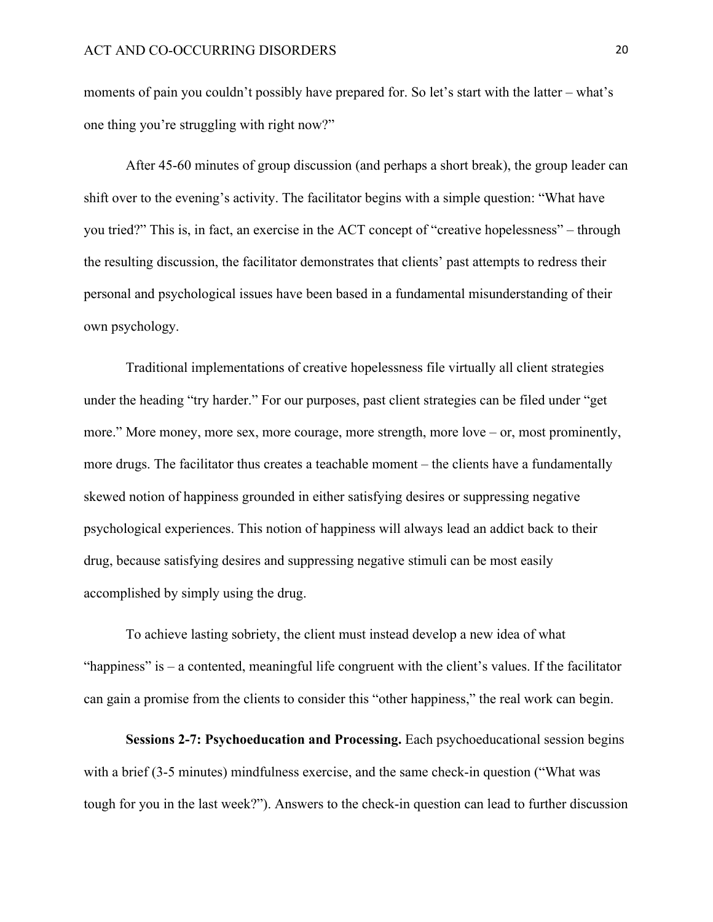moments of pain you couldn't possibly have prepared for. So let's start with the latter – what's one thing you're struggling with right now?"

After 45-60 minutes of group discussion (and perhaps a short break), the group leader can shift over to the evening's activity. The facilitator begins with a simple question: "What have you tried?" This is, in fact, an exercise in the ACT concept of "creative hopelessness" – through the resulting discussion, the facilitator demonstrates that clients' past attempts to redress their personal and psychological issues have been based in a fundamental misunderstanding of their own psychology.

Traditional implementations of creative hopelessness file virtually all client strategies under the heading "try harder." For our purposes, past client strategies can be filed under "get more." More money, more sex, more courage, more strength, more love – or, most prominently, more drugs. The facilitator thus creates a teachable moment – the clients have a fundamentally skewed notion of happiness grounded in either satisfying desires or suppressing negative psychological experiences. This notion of happiness will always lead an addict back to their drug, because satisfying desires and suppressing negative stimuli can be most easily accomplished by simply using the drug.

To achieve lasting sobriety, the client must instead develop a new idea of what "happiness" is – a contented, meaningful life congruent with the client's values. If the facilitator can gain a promise from the clients to consider this "other happiness," the real work can begin.

**Sessions 2-7: Psychoeducation and Processing.** Each psychoeducational session begins with a brief (3-5 minutes) mindfulness exercise, and the same check-in question ("What was tough for you in the last week?"). Answers to the check-in question can lead to further discussion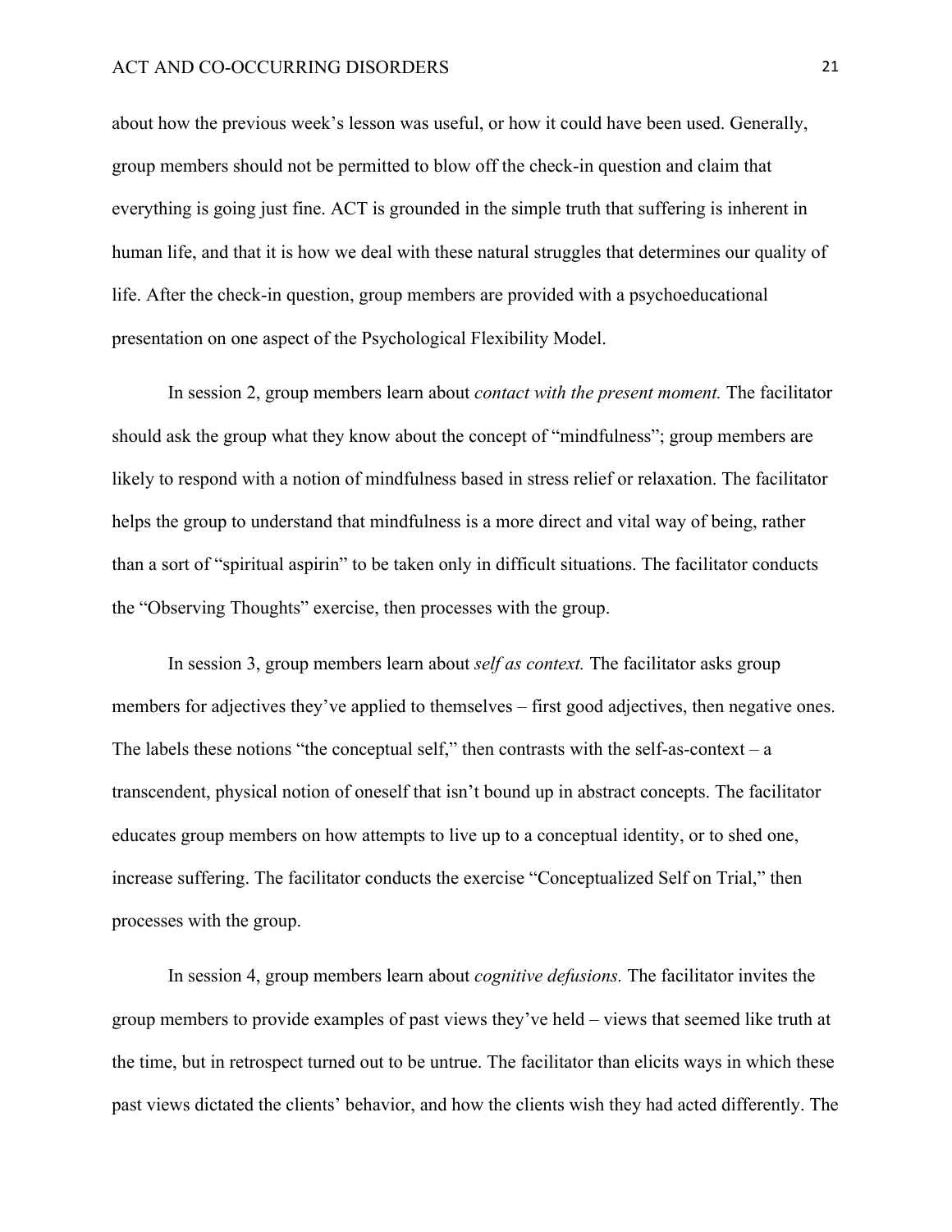about how the previous week's lesson was useful, or how it could have been used. Generally, group members should not be permitted to blow off the check-in question and claim that everything is going just fine. ACT is grounded in the simple truth that suffering is inherent in human life, and that it is how we deal with these natural struggles that determines our quality of life. After the check-in question, group members are provided with a psychoeducational presentation on one aspect of the Psychological Flexibility Model.

In session 2, group members learn about *contact with the present moment.* The facilitator should ask the group what they know about the concept of "mindfulness"; group members are likely to respond with a notion of mindfulness based in stress relief or relaxation. The facilitator helps the group to understand that mindfulness is a more direct and vital way of being, rather than a sort of "spiritual aspirin" to be taken only in difficult situations. The facilitator conducts the "Observing Thoughts" exercise, then processes with the group.

In session 3, group members learn about *self as context.* The facilitator asks group members for adjectives they've applied to themselves – first good adjectives, then negative ones. The labels these notions "the conceptual self," then contrasts with the self-as-context – a transcendent, physical notion of oneself that isn't bound up in abstract concepts. The facilitator educates group members on how attempts to live up to a conceptual identity, or to shed one, increase suffering. The facilitator conducts the exercise "Conceptualized Self on Trial," then processes with the group.

In session 4, group members learn about *cognitive defusions.* The facilitator invites the group members to provide examples of past views they've held – views that seemed like truth at the time, but in retrospect turned out to be untrue. The facilitator than elicits ways in which these past views dictated the clients' behavior, and how the clients wish they had acted differently. The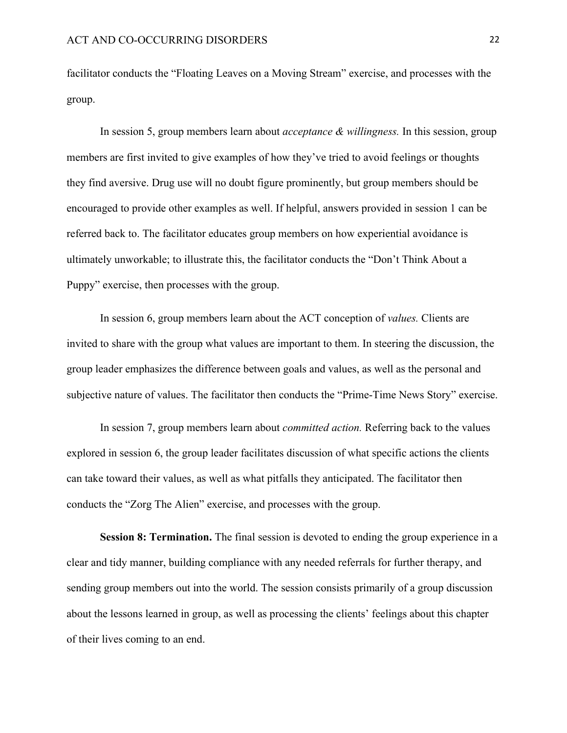facilitator conducts the "Floating Leaves on a Moving Stream" exercise, and processes with the group.

In session 5, group members learn about *acceptance & willingness.* In this session, group members are first invited to give examples of how they've tried to avoid feelings or thoughts they find aversive. Drug use will no doubt figure prominently, but group members should be encouraged to provide other examples as well. If helpful, answers provided in session 1 can be referred back to. The facilitator educates group members on how experiential avoidance is ultimately unworkable; to illustrate this, the facilitator conducts the "Don't Think About a Puppy" exercise, then processes with the group.

In session 6, group members learn about the ACT conception of *values.* Clients are invited to share with the group what values are important to them. In steering the discussion, the group leader emphasizes the difference between goals and values, as well as the personal and subjective nature of values. The facilitator then conducts the "Prime-Time News Story" exercise.

In session 7, group members learn about *committed action.* Referring back to the values explored in session 6, the group leader facilitates discussion of what specific actions the clients can take toward their values, as well as what pitfalls they anticipated. The facilitator then conducts the "Zorg The Alien" exercise, and processes with the group.

**Session 8: Termination.** The final session is devoted to ending the group experience in a clear and tidy manner, building compliance with any needed referrals for further therapy, and sending group members out into the world. The session consists primarily of a group discussion about the lessons learned in group, as well as processing the clients' feelings about this chapter of their lives coming to an end.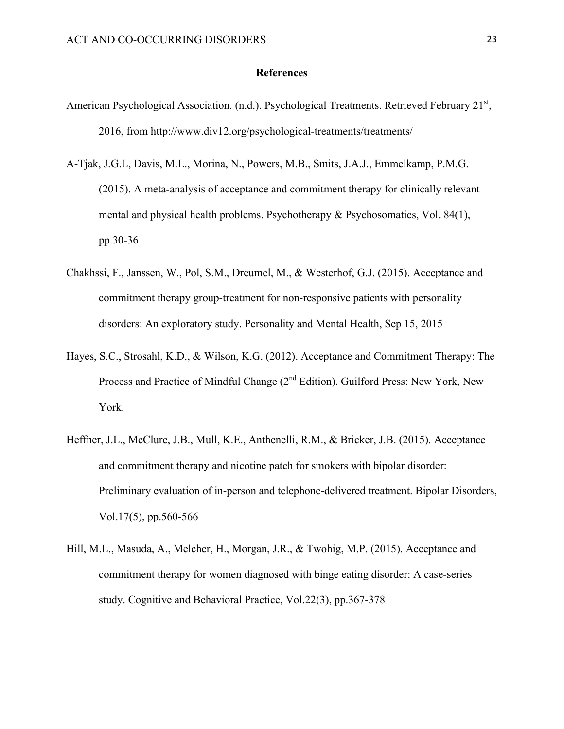## References

American Psychological Association. (n.d.). Psychological Treatments. Retrieved February 21st, 2016, from http://www.div12.org/psychological-treatments/treatments/

A-Tjak, J.G.L, Davis, M.L., Morina, N., Powers, M.B., Smits, J.A.J., Emmelkamp, P.M.G. (2015). A meta-analysis of acceptance and commitment therapy for clinically relevant mental and physical health problems. Psychotherapy & Psychosomatics, Vol. 84(1), pp.30-36

Chakhssi, F., Janssen, W., Pol, S.M., Dreumel, M., & Westerhof, G.J. (2015). Acceptance and commitment therapy group-treatment for non-responsive patients with personality disorders: An exploratory study. Personality and Mental Health, Sep 15, 2015

Hayes, S.C., Strosahl, K.D., & Wilson, K.G. (2012). Acceptance and Commitment Therapy: The Process and Practice of Mindful Change (2nd Edition). Guilford Press: New York, New York.

Heffner, J.L., McClure, J.B., Mull, K.E., Anthenelli, R.M., & Bricker, J.B. (2015). Acceptance and commitment therapy and nicotine patch for smokers with bipolar disorder: Preliminary evaluation of in-person and telephone-delivered treatment. Bipolar Disorders, Vol.17(5), pp.560-566

Hill, M.L., Masuda, A., Melcher, H., Morgan, J.R., & Twohig, M.P. (2015). Acceptance and commitment therapy for women diagnosed with binge eating disorder: A case-series study. Cognitive and Behavioral Practice, Vol.22(3), pp.367-378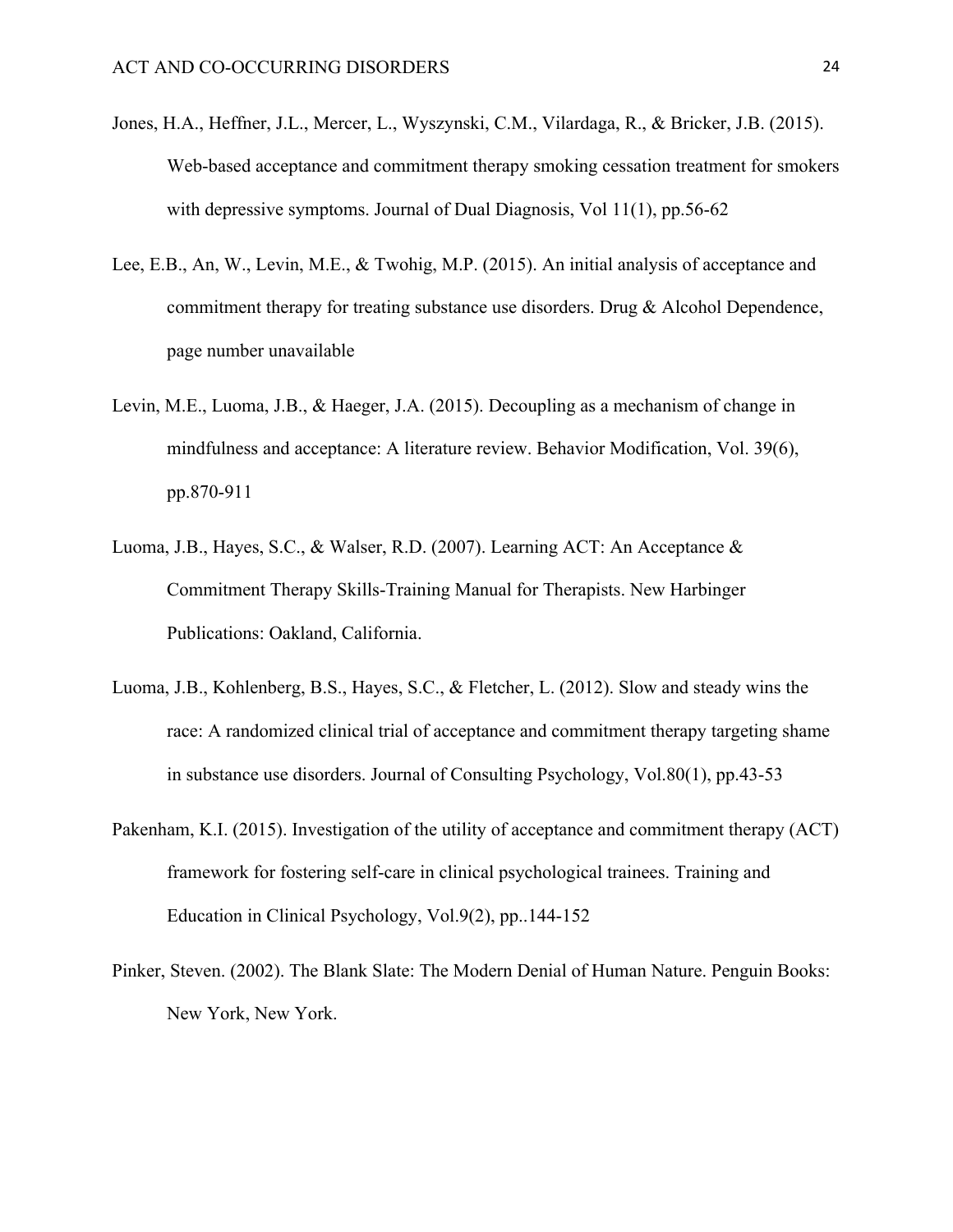Jones, H.A., Heffner, J.L., Mercer, L., Wyszynski, C.M., Vilardaga, R., & Bricker, J.B. (2015). Web-based acceptance and commitment therapy smoking cessation treatment for smokers with depressive symptoms. Journal of Dual Diagnosis, Vol 11(1), pp.56-62

Lee, E.B., An, W., Levin, M.E., & Twohig, M.P. (2015). An initial analysis of acceptance and commitment therapy for treating substance use disorders. Drug & Alcohol Dependence, page number unavailable

Levin, M.E., Luoma, J.B., & Haeger, J.A. (2015). Decoupling as a mechanism of change in mindfulness and acceptance: A literature review. Behavior Modification, Vol. 39(6), pp.870-911

Luoma, J.B., Hayes, S.C., & Walser, R.D. (2007). Learning ACT: An Acceptance & Commitment Therapy Skills-Training Manual for Therapists. New Harbinger Publications: Oakland, California.

Luoma, J.B., Kohlenberg, B.S., Hayes, S.C., & Fletcher, L. (2012). Slow and steady wins the race: A randomized clinical trial of acceptance and commitment therapy targeting shame in substance use disorders. Journal of Consulting Psychology, Vol.80(1), pp.43-53

Pakenham, K.I. (2015). Investigation of the utility of acceptance and commitment therapy (ACT) framework for fostering self-care in clinical psychological trainees. Training and Education in Clinical Psychology, Vol.9(2), pp..144-152

Pinker, Steven. (2002). The Blank Slate: The Modern Denial of Human Nature. Penguin Books: New York, New York.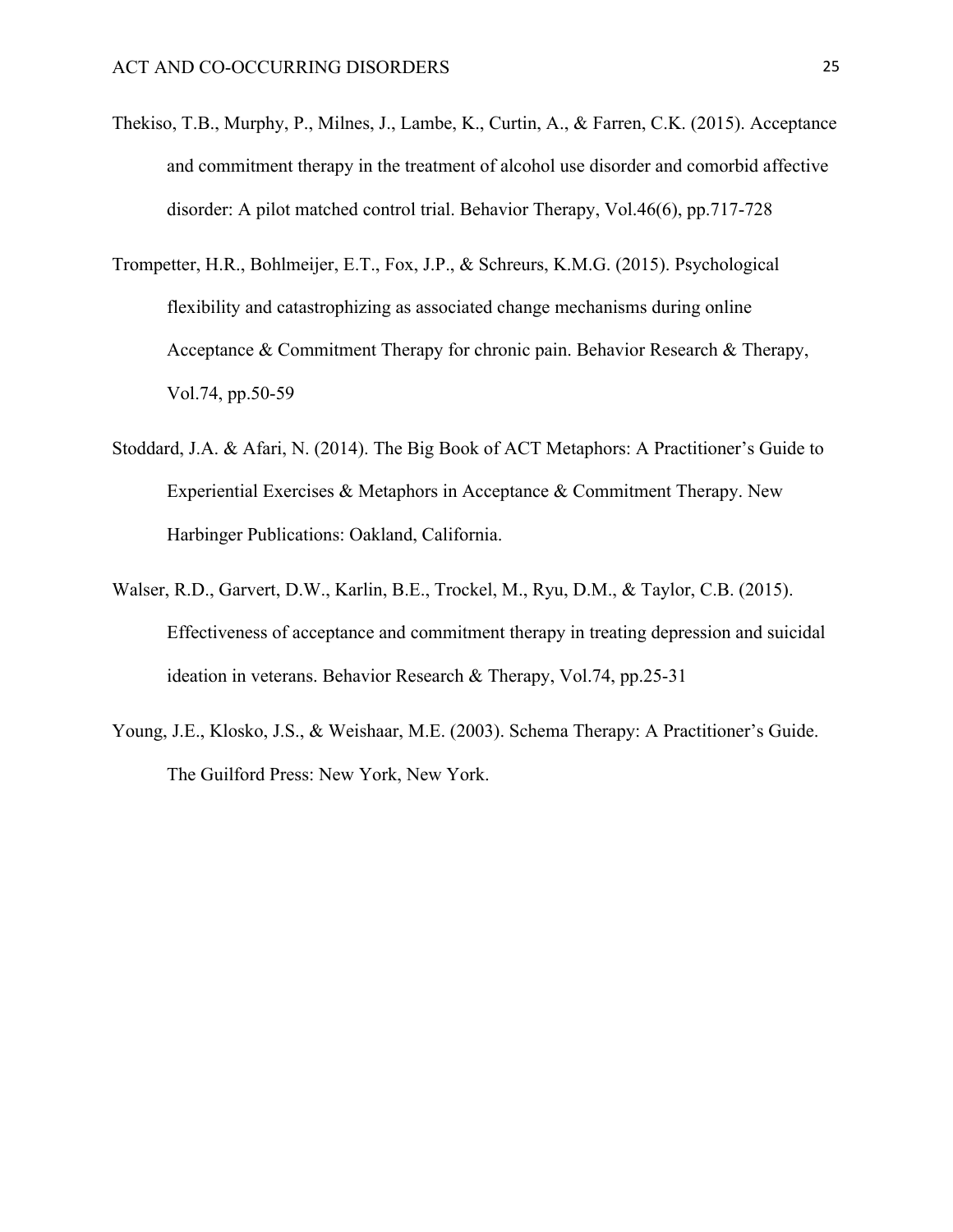Thekiso, T.B., Murphy, P., Milnes, J., Lambe, K., Curtin, A., & Farren, C.K. (2015). Acceptance and commitment therapy in the treatment of alcohol use disorder and comorbid affective disorder: A pilot matched control trial. Behavior Therapy, Vol.46(6), pp.717-728

Trompetter, H.R., Bohlmeijer, E.T., Fox, J.P., & Schreurs, K.M.G. (2015). Psychological flexibility and catastrophizing as associated change mechanisms during online Acceptance & Commitment Therapy for chronic pain. Behavior Research & Therapy, Vol.74, pp.50-59

Stoddard, J.A. & Afari, N. (2014). The Big Book of ACT Metaphors: A Practitioner's Guide to Experiential Exercises & Metaphors in Acceptance & Commitment Therapy. New Harbinger Publications: Oakland, California.

Walser, R.D., Garvert, D.W., Karlin, B.E., Trockel, M., Ryu, D.M., & Taylor, C.B. (2015). Effectiveness of acceptance and commitment therapy in treating depression and suicidal ideation in veterans. Behavior Research & Therapy, Vol.74, pp.25-31

Young, J.E., Klosko, J.S., & Weishaar, M.E. (2003). Schema Therapy: A Practitioner's Guide. The Guilford Press: New York, New York.